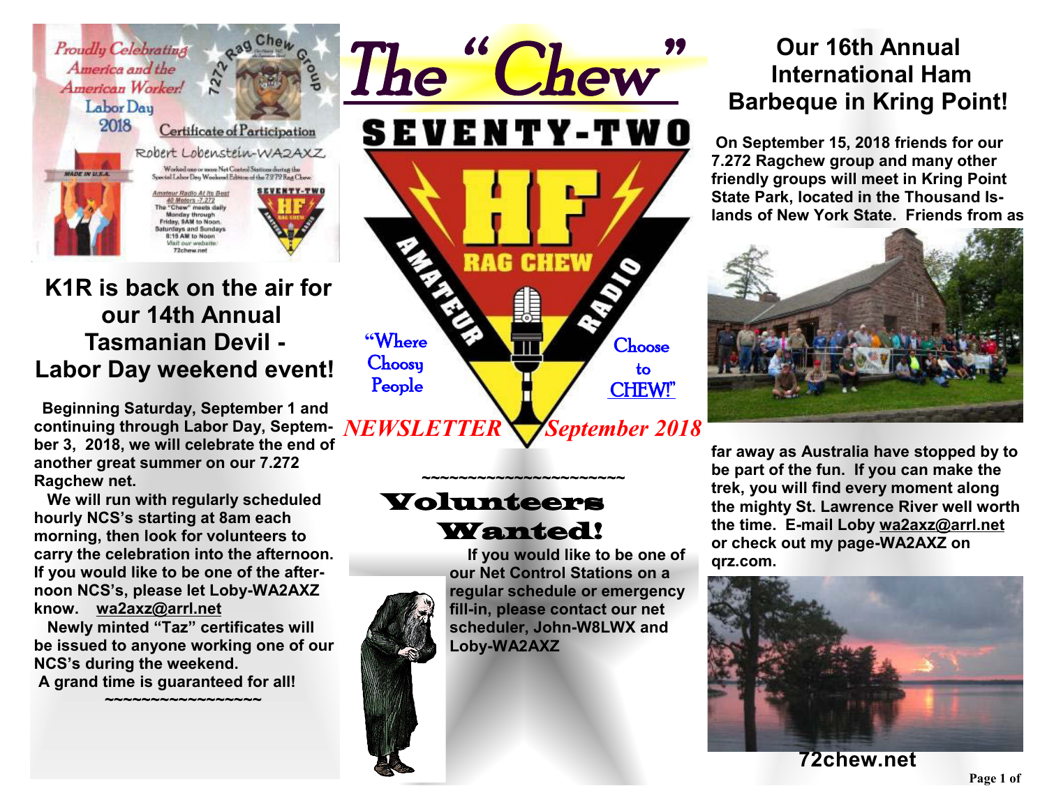# The "Chew"

SEVENTY-TWO

HF RAG CHEW AMATEUR RADIO

"Where Choosy People Choose to CHEW!"

*NEWSLETTER* *September 2018*

## K1R is back on the air for our 14th Annual Tasmanian Devil - Labor Day weekend event!

**Beginning Saturday, September 1 and continuing through Labor Day, September 3, 2018, we will celebrate the end of another great summer on our 7.272 Ragchew net.**

**We will run with regularly scheduled hourly NCS's starting at 8am each morning, then look for volunteers to carry the celebration into the afternoon. If you would like to be one of the afternoon NCS's, please let Loby-WA2AXZ know. wa2axz@arrl.net**

**Newly minted "Taz" certificates will be issued to anyone working one of our NCS's during the weekend.**

**A grand time is guaranteed for all!**

~~~~~~~~~~~~~~~~~~

## Volunteers Wanted!

**If you would like to be one of our Net Control Stations on a regular schedule or emergency fill-in, please contact our net scheduler, John-W8LWX and Loby-WA2AXZ**

## Our 16th Annual International Ham Barbeque in Kring Point!

**On September 15, 2018 friends for our 7.272 Ragchew group and many other friendly groups will meet in Kring Point State Park, located in the Thousand Islands of New York State. Friends from as far away as Australia have stopped by to be part of the fun. If you can make the trek, you will find every moment along the mighty St. Lawrence River well worth the time. E-mail Loby wa2axz@arrl.net or check out my page-WA2AXZ on qrz.com.**

**72chew.net**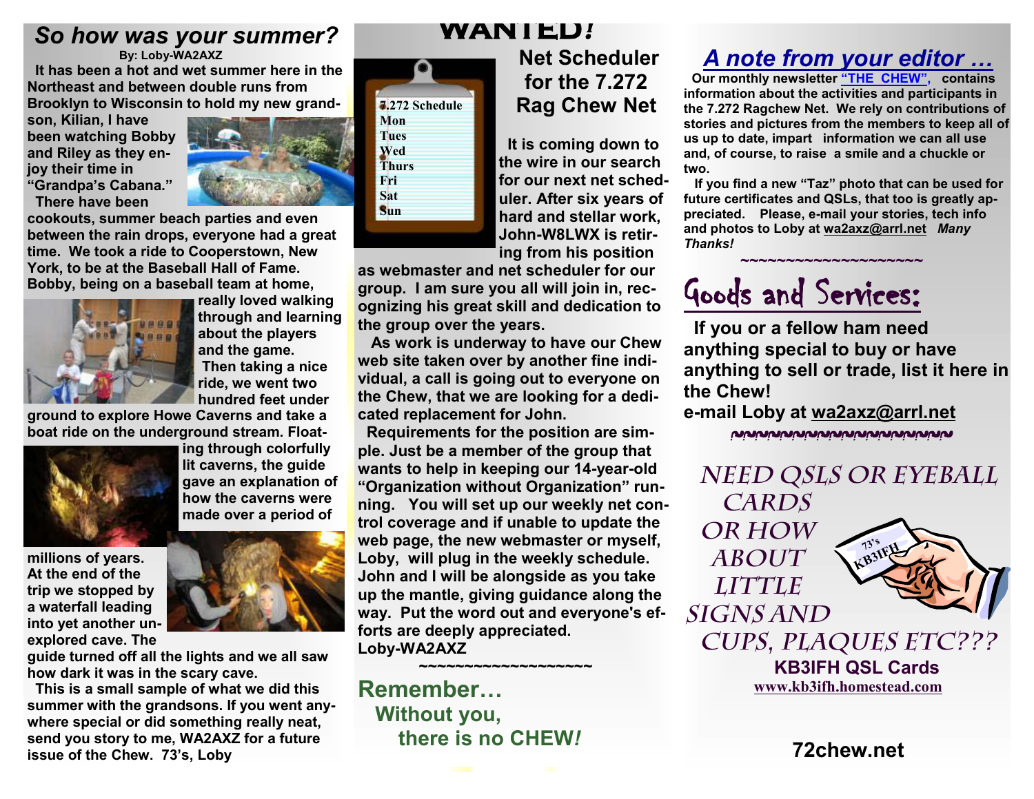## *So how was your summer?*

By: Loby-WA2AXZ

It has been a hot and wet summer here in the Northeast and between double runs from Brooklyn to Wisconsin to hold my new grandson, Kilian, I have been watching Bobby and Riley as they enjoy their time in "Grandpa's Cabana."

There have been cookouts, summer beach parties and even between the rain drops, everyone had a great time. We took a ride to Cooperstown, New York, to be at the Baseball Hall of Fame. Bobby, being on a baseball team at home, really loved walking through and learning about the players and the game.

Then taking a nice ride, we went two hundred feet under ground to explore Howe Caverns and take a boat ride on the underground stream. Floating through colorfully lit caverns, the guide gave an explanation of how the caverns were made over a period of millions of years. At the end of the trip we stopped by a waterfall leading into yet another unexplored cave. The guide turned off all the lights and we all saw how dark it was in the scary cave.

This is a small sample of what we did this summer with the grandsons. If you went anywhere special or did something really neat, send you story to me, WA2AXZ for a future issue of the Chew. 73's, Loby

## WANTED!

### Net Scheduler for the 7.272 Rag Chew Net

7.272 Schedule
Mon
Tues
Wed
Thurs
Fri
Sat
Sun

It is coming down to the wire in our search for our next net scheduler. After six years of hard and stellar work, John-W8LWX is retiring from his position as webmaster and net scheduler for our group. I am sure you all will join in, recognizing his great skill and dedication to the group over the years.

As work is underway to have our Chew web site taken over by another fine individual, a call is going out to everyone on the Chew, that we are looking for a dedicated replacement for John.

Requirements for the position are simple. Just be a member of the group that wants to help in keeping our 14-year-old "Organization without Organization" running. You will set up our weekly net control coverage and if unable to update the web page, the new webmaster or myself, Loby, will plug in the weekly schedule. John and I will be alongside as you take up the mantle, giving guidance along the way. Put the word out and everyone's efforts are deeply appreciated.

Loby-WA2AXZ

~~~~~~~~~~~~~~~~~~~~

**Remember…**
**Without you,**
**there is no CHEW*!***

## *A note from your editor …*

Our monthly newsletter "THE CHEW", contains information about the activities and participants in the 7.272 Ragchew Net. We rely on contributions of stories and pictures from the members to keep all of us up to date, impart information we can all use and, of course, to raise a smile and a chuckle or two.

If you find a new "Taz" photo that can be used for future certificates and QSLs, that too is greatly appreciated. Please, e-mail your stories, tech info and photos to Loby at wa2axz@arrl.net *Many Thanks!*

~~~~~~~~~~~~~~~~~~~~

## Goods and Services:

If you or a fellow ham need anything special to buy or have anything to sell or trade, list it here in the Chew!
e-mail Loby at wa2axz@arrl.net

NEED QSLS OR EYEBALL CARDS OR HOW ABOUT LITTLE SIGNS AND CUPS, PLAQUES ETC???

73's KB3IFH

**KB3IFH QSL Cards**
www.kb3ifh.homestead.com

**72chew.net**